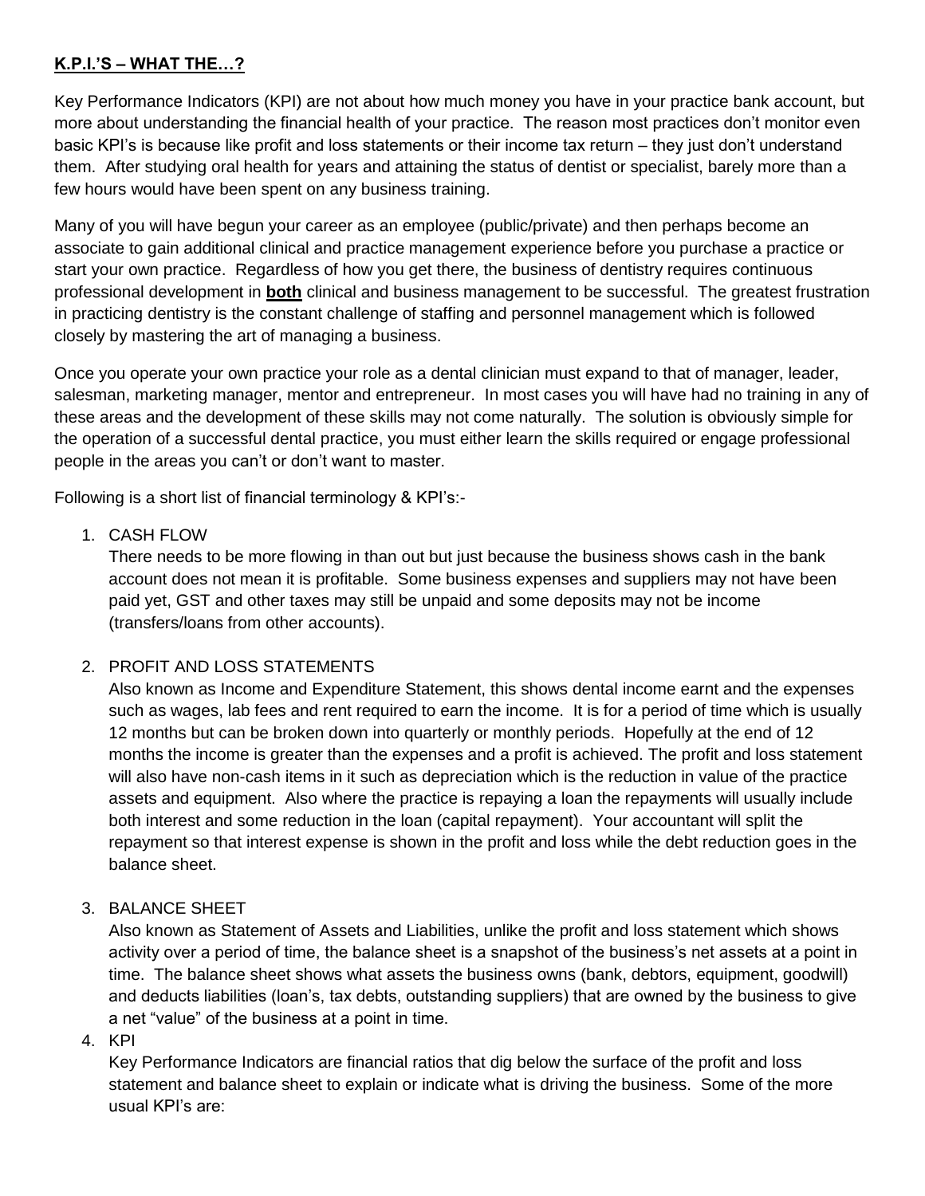**K.P.I.'S – WHAT THE…?**

Key Performance Indicators (KPI) are not about how much money you have in your practice bank account, but more about understanding the financial health of your practice. The reason most practices don't monitor even basic KPI's is because like profit and loss statements or their income tax return – they just don't understand them. After studying oral health for years and attaining the status of dentist or specialist, barely more than a few hours would have been spent on any business training.

Many of you will have begun your career as an employee (public/private) and then perhaps become an associate to gain additional clinical and practice management experience before you purchase a practice or start your own practice. Regardless of how you get there, the business of dentistry requires continuous professional development in **both** clinical and business management to be successful. The greatest frustration in practicing dentistry is the constant challenge of staffing and personnel management which is followed closely by mastering the art of managing a business.

Once you operate your own practice your role as a dental clinician must expand to that of manager, leader, salesman, marketing manager, mentor and entrepreneur. In most cases you will have had no training in any of these areas and the development of these skills may not come naturally. The solution is obviously simple for the operation of a successful dental practice, you must either learn the skills required or engage professional people in the areas you can't or don't want to master.

Following is a short list of financial terminology & KPI's:-

1. CASH FLOW
   There needs to be more flowing in than out but just because the business shows cash in the bank account does not mean it is profitable. Some business expenses and suppliers may not have been paid yet, GST and other taxes may still be unpaid and some deposits may not be income (transfers/loans from other accounts).

2. PROFIT AND LOSS STATEMENTS
   Also known as Income and Expenditure Statement, this shows dental income earnt and the expenses such as wages, lab fees and rent required to earn the income. It is for a period of time which is usually 12 months but can be broken down into quarterly or monthly periods. Hopefully at the end of 12 months the income is greater than the expenses and a profit is achieved. The profit and loss statement will also have non-cash items in it such as depreciation which is the reduction in value of the practice assets and equipment. Also where the practice is repaying a loan the repayments will usually include both interest and some reduction in the loan (capital repayment). Your accountant will split the repayment so that interest expense is shown in the profit and loss while the debt reduction goes in the balance sheet.

3. BALANCE SHEET
   Also known as Statement of Assets and Liabilities, unlike the profit and loss statement which shows activity over a period of time, the balance sheet is a snapshot of the business's net assets at a point in time. The balance sheet shows what assets the business owns (bank, debtors, equipment, goodwill) and deducts liabilities (loan's, tax debts, outstanding suppliers) that are owned by the business to give a net "value" of the business at a point in time.

4. KPI
   Key Performance Indicators are financial ratios that dig below the surface of the profit and loss statement and balance sheet to explain or indicate what is driving the business. Some of the more usual KPI's are: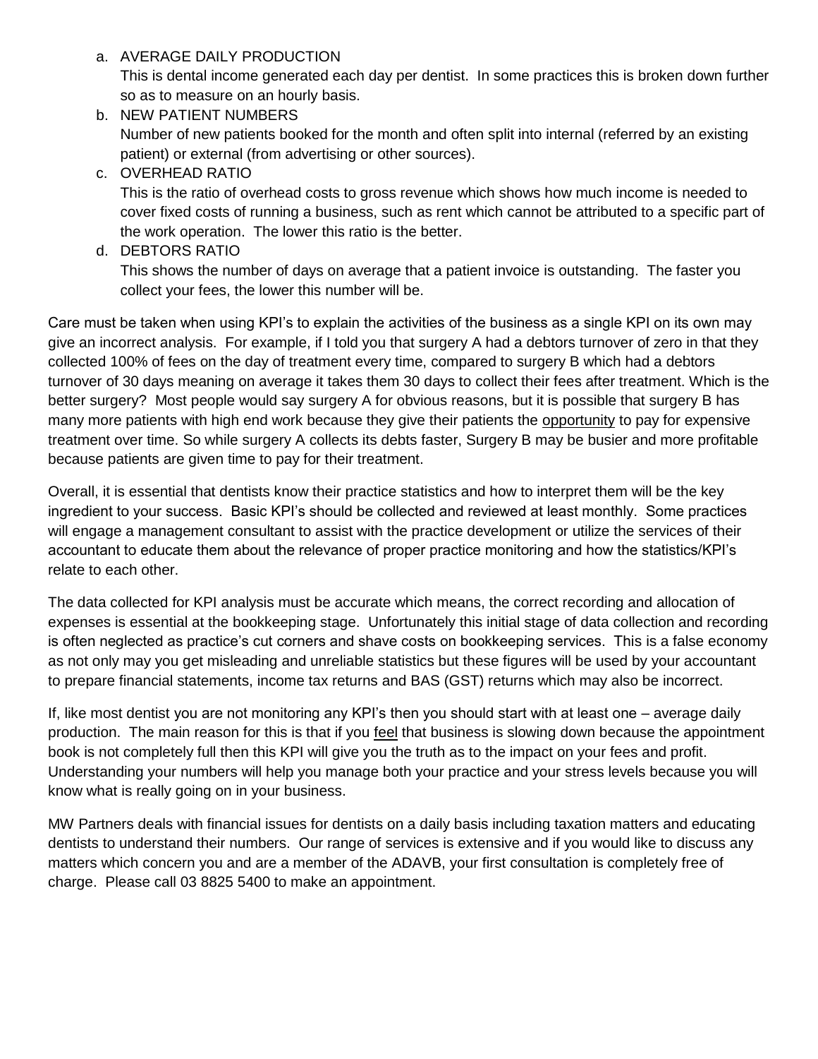a. AVERAGE DAILY PRODUCTION
   This is dental income generated each day per dentist. In some practices this is broken down further so as to measure on an hourly basis.
b. NEW PATIENT NUMBERS
   Number of new patients booked for the month and often split into internal (referred by an existing patient) or external (from advertising or other sources).
c. OVERHEAD RATIO
   This is the ratio of overhead costs to gross revenue which shows how much income is needed to cover fixed costs of running a business, such as rent which cannot be attributed to a specific part of the work operation. The lower this ratio is the better.
d. DEBTORS RATIO
   This shows the number of days on average that a patient invoice is outstanding. The faster you collect your fees, the lower this number will be.

Care must be taken when using KPI's to explain the activities of the business as a single KPI on its own may give an incorrect analysis. For example, if I told you that surgery A had a debtors turnover of zero in that they collected 100% of fees on the day of treatment every time, compared to surgery B which had a debtors turnover of 30 days meaning on average it takes them 30 days to collect their fees after treatment. Which is the better surgery? Most people would say surgery A for obvious reasons, but it is possible that surgery B has many more patients with high end work because they give their patients the <u>opportunity</u> to pay for expensive treatment over time. So while surgery A collects its debts faster, Surgery B may be busier and more profitable because patients are given time to pay for their treatment.

Overall, it is essential that dentists know their practice statistics and how to interpret them will be the key ingredient to your success. Basic KPI's should be collected and reviewed at least monthly. Some practices will engage a management consultant to assist with the practice development or utilize the services of their accountant to educate them about the relevance of proper practice monitoring and how the statistics/KPI's relate to each other.

The data collected for KPI analysis must be accurate which means, the correct recording and allocation of expenses is essential at the bookkeeping stage. Unfortunately this initial stage of data collection and recording is often neglected as practice's cut corners and shave costs on bookkeeping services. This is a false economy as not only may you get misleading and unreliable statistics but these figures will be used by your accountant to prepare financial statements, income tax returns and BAS (GST) returns which may also be incorrect.

If, like most dentist you are not monitoring any KPI's then you should start with at least one – average daily production. The main reason for this is that if you <u>feel</u> that business is slowing down because the appointment book is not completely full then this KPI will give you the truth as to the impact on your fees and profit. Understanding your numbers will help you manage both your practice and your stress levels because you will know what is really going on in your business.

MW Partners deals with financial issues for dentists on a daily basis including taxation matters and educating dentists to understand their numbers. Our range of services is extensive and if you would like to discuss any matters which concern you and are a member of the ADAVB, your first consultation is completely free of charge. Please call 03 8825 5400 to make an appointment.